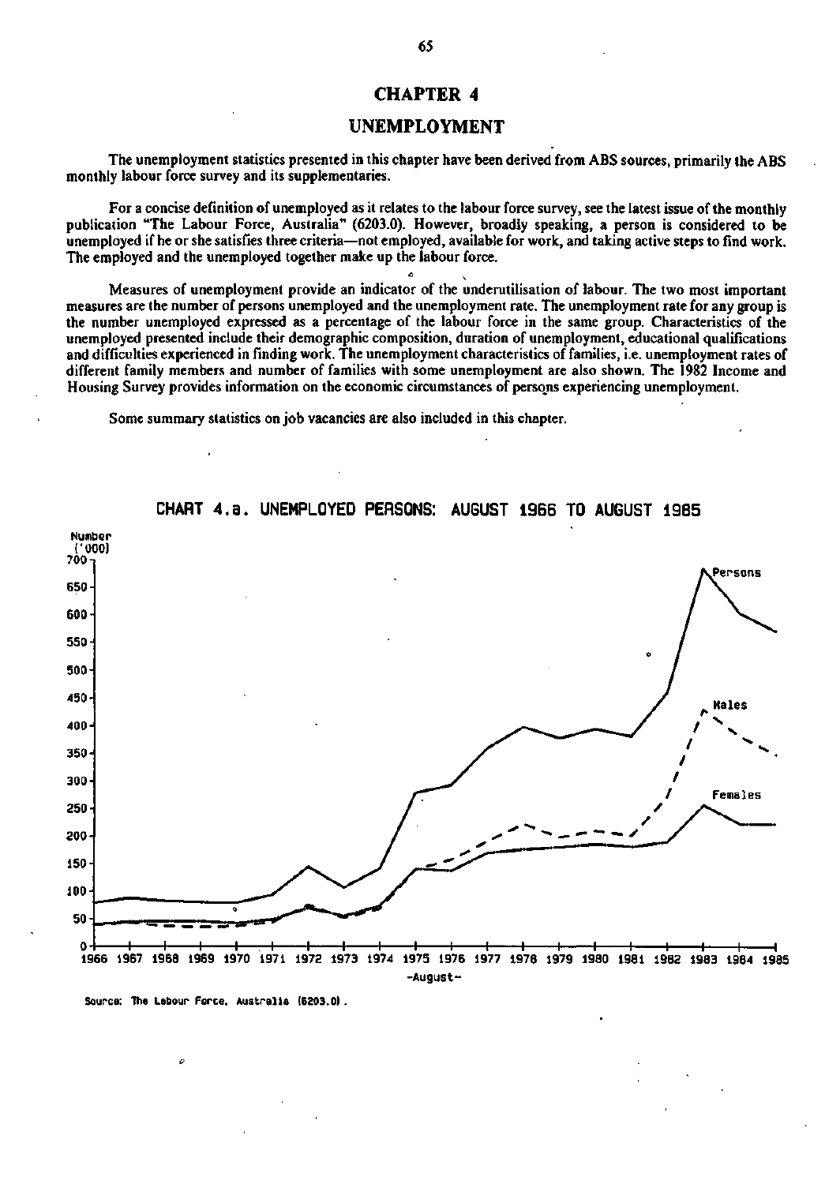# CHAPTER 4

## UNEMPLOYMENT

The unemployment statistics presented in this chapter have been derived from ABS sources, primarily the ABS monthly labour force survey and its supplementaries.

For a concise definition of unemployed as it relates to the labour force survey, see the latest issue of the monthly publication "The Labour Force, Australia" (6203.0). However, broadly speaking, a person is considered to be unemployed if he or she satisfies three criteria—not employed, available for work, and taking active steps to find work. The employed and the unemployed together make up the labour force.

Measures of unemployment provide an indicator of the underutilisation of labour. The two most important measures are the number of persons unemployed and the unemployment rate. The unemployment rate for any group is the number unemployed expressed as a percentage of the labour force in the same group. Characteristics of the unemployed presented include their demographic composition, duration of unemployment, educational qualifications and difficulties experienced in finding work. The unemployment characteristics of families, i.e. unemployment rates of different family members and number of families with some unemployment are also shown. The 1982 Income and Housing Survey provides information on the economic circumstances of persons experiencing unemployment.

Some summary statistics on job vacancies are also included in this chapter.

CHART 4.a. UNEMPLOYED PERSONS: AUGUST 1966 TO AUGUST 1985

Source: The Labour Force, Australia (6203.0).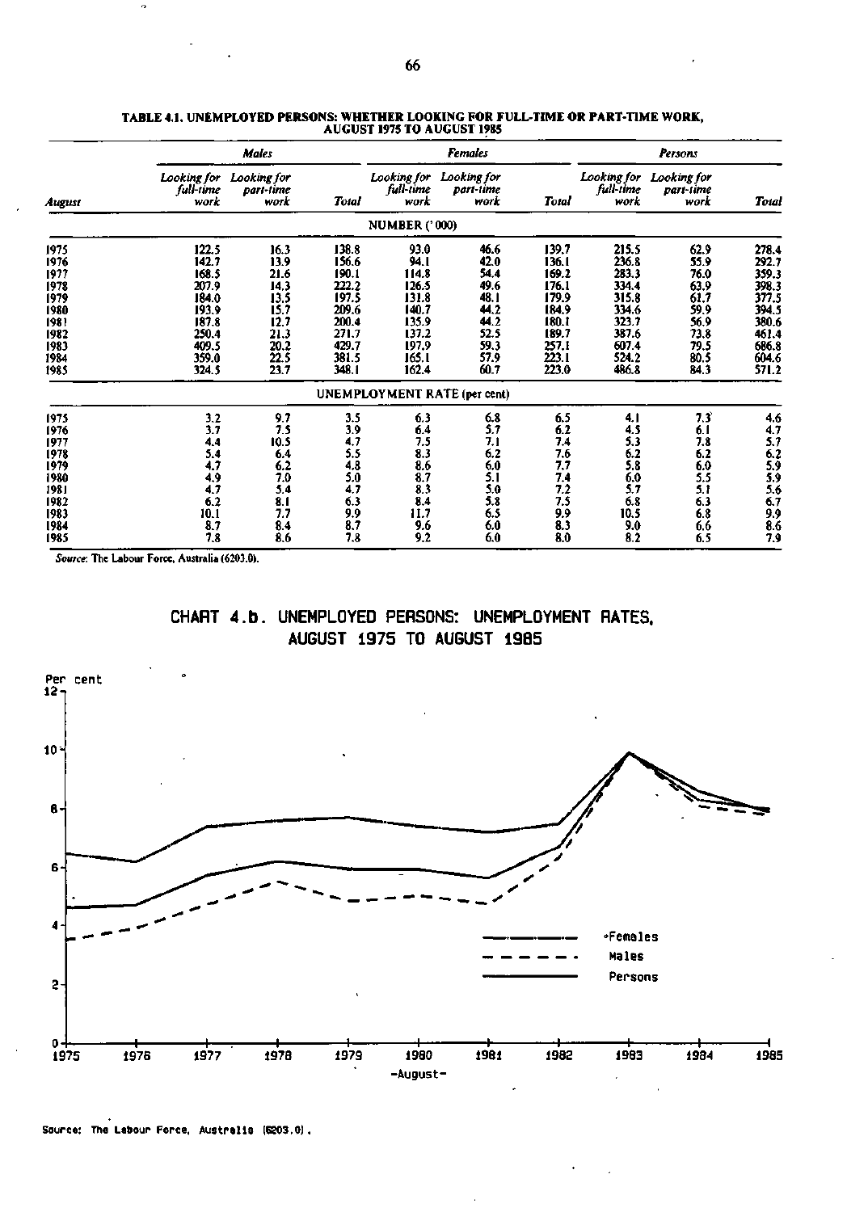**TABLE 4.1. UNEMPLOYED PERSONS: WHETHER LOOKING FOR FULL-TIME OR PART-TIME WORK, AUGUST 1975 TO AUGUST 1985**

| | *Males* | | | *Females* | | | *Persons* | | |
|---|---|---|---|---|---|---|---|---|---|
| *August* | *Looking for full-time work* | *Looking for part-time work* | *Total* | *Looking for full-time work* | *Looking for part-time work* | *Total* | *Looking for full-time work* | *Looking for part-time work* | *Total* |
| | | | | NUMBER ('000) | | | | | |
| 1975 | 122.5 | 16.3 | 138.8 | 93.0 | 46.6 | 139.7 | 215.5 | 62.9 | 278.4 |
| 1976 | 142.7 | 13.9 | 156.6 | 94.1 | 42.0 | 136.1 | 236.8 | 55.9 | 292.7 |
| 1977 | 168.5 | 21.6 | 190.1 | 114.8 | 54.4 | 169.2 | 283.3 | 76.0 | 359.3 |
| 1978 | 207.9 | 14.3 | 222.2 | 126.5 | 49.6 | 176.1 | 334.4 | 63.9 | 398.3 |
| 1979 | 184.0 | 13.5 | 197.5 | 131.8 | 48.1 | 179.9 | 315.8 | 61.7 | 377.5 |
| 1980 | 193.9 | 15.7 | 209.6 | 140.7 | 44.2 | 184.9 | 334.6 | 59.9 | 394.5 |
| 1981 | 187.8 | 12.7 | 200.4 | 135.9 | 44.2 | 180.1 | 323.7 | 56.9 | 380.6 |
| 1982 | 250.4 | 21.3 | 271.7 | 137.2 | 52.5 | 189.7 | 387.6 | 73.8 | 461.4 |
| 1983 | 409.5 | 20.2 | 429.7 | 197.9 | 59.3 | 257.1 | 607.4 | 79.5 | 686.8 |
| 1984 | 359.0 | 22.5 | 381.5 | 165.1 | 57.9 | 223.1 | 524.2 | 80.5 | 604.6 |
| 1985 | 324.5 | 23.7 | 348.1 | 162.4 | 60.7 | 223.0 | 486.8 | 84.3 | 571.2 |
| | | | | UNEMPLOYMENT RATE (per cent) | | | | | |
| 1975 | 3.2 | 9.7 | 3.5 | 6.3 | 6.8 | 6.5 | 4.1 | 7.3 | 4.6 |
| 1976 | 3.7 | 7.5 | 3.9 | 6.4 | 5.7 | 6.2 | 4.5 | 6.1 | 4.7 |
| 1977 | 4.4 | 10.5 | 4.7 | 7.5 | 7.1 | 7.4 | 5.3 | 7.8 | 5.7 |
| 1978 | 5.4 | 6.4 | 5.5 | 8.3 | 6.2 | 7.6 | 6.2 | 6.2 | 6.2 |
| 1979 | 4.7 | 6.2 | 4.8 | 8.6 | 6.0 | 7.7 | 5.8 | 6.0 | 5.9 |
| 1980 | 4.9 | 7.0 | 5.0 | 8.7 | 5.1 | 7.4 | 6.0 | 5.5 | 5.9 |
| 1981 | 4.7 | 5.4 | 4.7 | 8.3 | 5.0 | 7.2 | 5.7 | 5.1 | 5.6 |
| 1982 | 6.2 | 8.1 | 6.3 | 8.4 | 5.8 | 7.5 | 6.8 | 6.3 | 6.7 |
| 1983 | 10.1 | 7.7 | 9.9 | 11.7 | 6.5 | 9.9 | 10.5 | 6.8 | 9.9 |
| 1984 | 8.7 | 8.4 | 8.7 | 9.6 | 6.0 | 8.3 | 9.0 | 6.6 | 8.6 |
| 1985 | 7.8 | 8.6 | 7.8 | 9.2 | 6.0 | 8.0 | 8.2 | 6.5 | 7.9 |

*Source*: The Labour Force, Australia (6203.0).

## CHART 4.b. UNEMPLOYED PERSONS: UNEMPLOYMENT RATES, AUGUST 1975 TO AUGUST 1985

Source: The Labour Force, Australia (6203.0).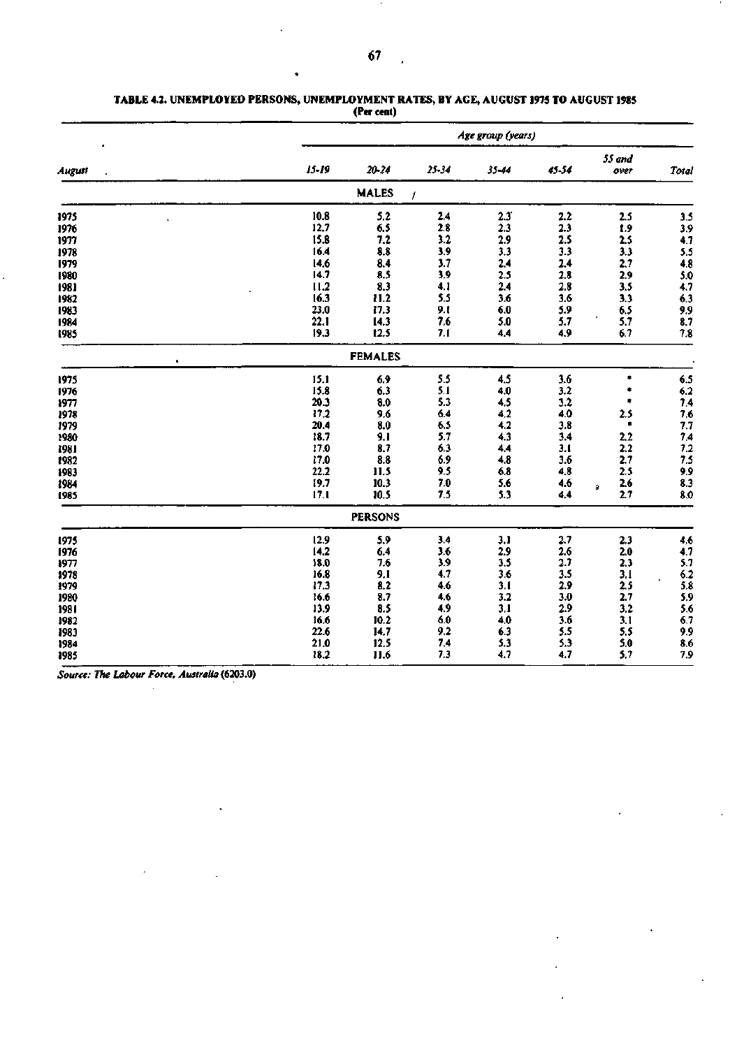**TABLE 4.2. UNEMPLOYED PERSONS, UNEMPLOYMENT RATES, BY AGE, AUGUST 1975 TO AUGUST 1985**
**(Per cent)**

| | Age group (years) | | | | | | |
|---|---|---|---|---|---|---|---|
| *August* | *15-19* | *20-24* | *25-34* | *35-44* | *45-54* | *55 and over* | *Total* |
| | | **MALES** | | | | | |
| 1975 | 10.8 | 5.2 | 2.4 | 2.3 | 2.2 | 2.5 | 3.5 |
| 1976 | 12.7 | 6.5 | 2.8 | 2.3 | 2.3 | 1.9 | 3.9 |
| 1977 | 15.8 | 7.2 | 3.2 | 2.9 | 2.5 | 2.5 | 4.7 |
| 1978 | 16.4 | 8.8 | 3.9 | 3.3 | 3.3 | 3.3 | 5.5 |
| 1979 | 14.6 | 8.4 | 3.7 | 2.4 | 2.4 | 2.7 | 4.8 |
| 1980 | 14.7 | 8.5 | 3.9 | 2.5 | 2.8 | 2.9 | 5.0 |
| 1981 | 11.2 | 8.3 | 4.1 | 2.4 | 2.8 | 3.5 | 4.7 |
| 1982 | 16.3 | 11.2 | 5.5 | 3.6 | 3.6 | 3.3 | 6.3 |
| 1983 | 23.0 | 17.3 | 9.1 | 6.0 | 5.9 | 6.5 | 9.9 |
| 1984 | 22.1 | 14.3 | 7.6 | 5.0 | 5.7 | 5.7 | 8.7 |
| 1985 | 19.3 | 12.5 | 7.1 | 4.4 | 4.9 | 6.7 | 7.8 |
| | | **FEMALES** | | | | | |
| 1975 | 15.1 | 6.9 | 5.5 | 4.5 | 3.6 | * | 6.5 |
| 1976 | 15.8 | 6.3 | 5.1 | 4.0 | 3.2 | * | 6.2 |
| 1977 | 20.3 | 8.0 | 5.3 | 4.5 | 3.2 | * | 7.4 |
| 1978 | 17.2 | 9.6 | 6.4 | 4.2 | 4.0 | 2.5 | 7.6 |
| 1979 | 20.4 | 8.0 | 6.5 | 4.2 | 3.8 | * | 7.7 |
| 1980 | 18.7 | 9.1 | 5.7 | 4.3 | 3.4 | 2.2 | 7.4 |
| 1981 | 17.0 | 8.7 | 6.3 | 4.4 | 3.1 | 2.2 | 7.2 |
| 1982 | 17.0 | 8.8 | 6.9 | 4.8 | 3.6 | 2.7 | 7.5 |
| 1983 | 22.2 | 11.5 | 9.5 | 6.8 | 4.8 | 2.5 | 9.9 |
| 1984 | 19.7 | 10.3 | 7.0 | 5.6 | 4.6 | 2.6 | 8.3 |
| 1985 | 17.1 | 10.5 | 7.5 | 5.3 | 4.4 | 2.7 | 8.0 |
| | | **PERSONS** | | | | | |
| 1975 | 12.9 | 5.9 | 3.4 | 3.1 | 2.7 | 2.3 | 4.6 |
| 1976 | 14.2 | 6.4 | 3.6 | 2.9 | 2.6 | 2.0 | 4.7 |
| 1977 | 18.0 | 7.6 | 3.9 | 3.5 | 2.7 | 2.3 | 5.7 |
| 1978 | 16.8 | 9.1 | 4.7 | 3.6 | 3.5 | 3.1 | 6.2 |
| 1979 | 17.3 | 8.2 | 4.6 | 3.1 | 2.9 | 2.5 | 5.8 |
| 1980 | 16.6 | 8.7 | 4.6 | 3.2 | 3.0 | 2.7 | 5.9 |
| 1981 | 13.9 | 8.5 | 4.9 | 3.1 | 2.9 | 3.2 | 5.6 |
| 1982 | 16.6 | 10.2 | 6.0 | 4.0 | 3.6 | 3.1 | 6.7 |
| 1983 | 22.6 | 14.7 | 9.2 | 6.3 | 5.5 | 5.5 | 9.9 |
| 1984 | 21.0 | 12.5 | 7.4 | 5.3 | 5.3 | 5.0 | 8.6 |
| 1985 | 18.2 | 11.6 | 7.3 | 4.7 | 4.7 | 5.7 | 7.9 |

*Source: The Labour Force, Australia* (6203.0)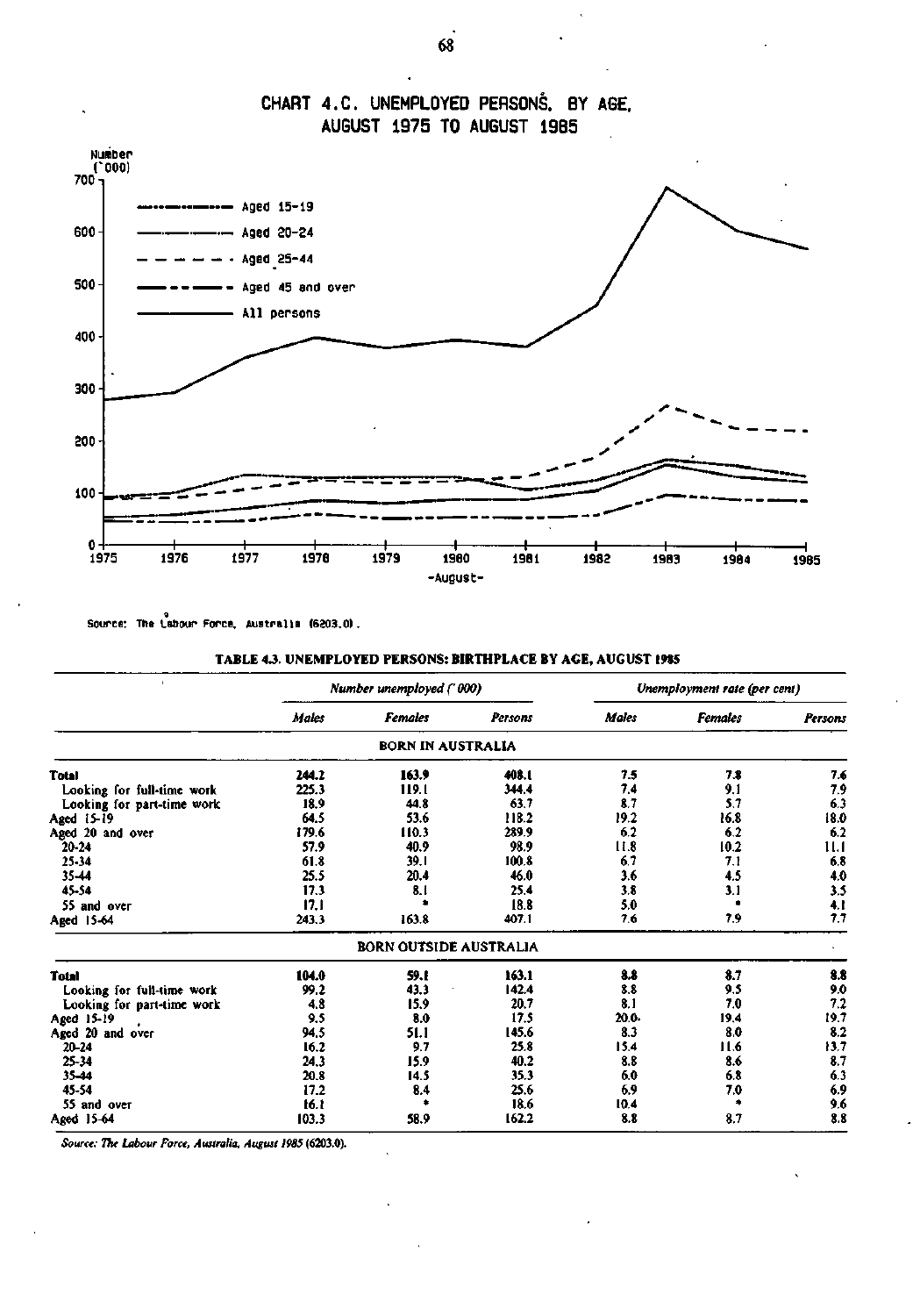## CHART 4.C. UNEMPLOYED PERSONS, BY AGE, AUGUST 1975 TO AUGUST 1985

Source: The Labour Force, Australia (6203.0).

### TABLE 4.3. UNEMPLOYED PERSONS: BIRTHPLACE BY AGE, AUGUST 1985

| | *Number unemployed ('000)* | | | *Unemployment rate (per cent)* | | |
|---|---|---|---|---|---|---|
| | *Males* | *Females* | *Persons* | *Males* | *Females* | *Persons* |
| **BORN IN AUSTRALIA** | | | | | | |
| **Total** | 244.2 | 163.9 | 408.1 | 7.5 | 7.8 | 7.6 |
| Looking for full-time work | 225.3 | 119.1 | 344.4 | 7.4 | 9.1 | 7.9 |
| Looking for part-time work | 18.9 | 44.8 | 63.7 | 8.7 | 5.7 | 6.3 |
| Aged 15-19 | 64.5 | 53.6 | 118.2 | 19.2 | 16.8 | 18.0 |
| Aged 20 and over | 179.6 | 110.3 | 289.9 | 6.2 | 6.2 | 6.2 |
| 20-24 | 57.9 | 40.9 | 98.9 | 11.8 | 10.2 | 11.1 |
| 25-34 | 61.8 | 39.1 | 100.8 | 6.7 | 7.1 | 6.8 |
| 35-44 | 25.5 | 20.4 | 46.0 | 3.6 | 4.5 | 4.0 |
| 45-54 | 17.3 | 8.1 | 25.4 | 3.8 | 3.1 | 3.5 |
| 55 and over | 17.1 | * | 18.8 | 5.0 | * | 4.1 |
| Aged 15-64 | 243.3 | 163.8 | 407.1 | 7.6 | 7.9 | 7.7 |
| **BORN OUTSIDE AUSTRALIA** | | | | | | |
| **Total** | 104.0 | 59.1 | 163.1 | 8.8 | 8.7 | 8.8 |
| Looking for full-time work | 99.2 | 43.3 | 142.4 | 8.8 | 9.5 | 9.0 |
| Looking for part-time work | 4.8 | 15.9 | 20.7 | 8.1 | 7.0 | 7.2 |
| Aged 15-19 | 9.5 | 8.0 | 17.5 | 20.0 | 19.4 | 19.7 |
| Aged 20 and over | 94.5 | 51.1 | 145.6 | 8.3 | 8.0 | 8.2 |
| 20-24 | 16.2 | 9.7 | 25.8 | 15.4 | 11.6 | 13.7 |
| 25-34 | 24.3 | 15.9 | 40.2 | 8.8 | 8.6 | 8.7 |
| 35-44 | 20.8 | 14.5 | 35.3 | 6.0 | 6.8 | 6.3 |
| 45-54 | 17.2 | 8.4 | 25.6 | 6.9 | 7.0 | 6.9 |
| 55 and over | 16.1 | * | 18.6 | 10.4 | * | 9.6 |
| Aged 15-64 | 103.3 | 58.9 | 162.2 | 8.8 | 8.7 | 8.8 |

*Source: The Labour Force, Australia, August 1985 (6203.0).*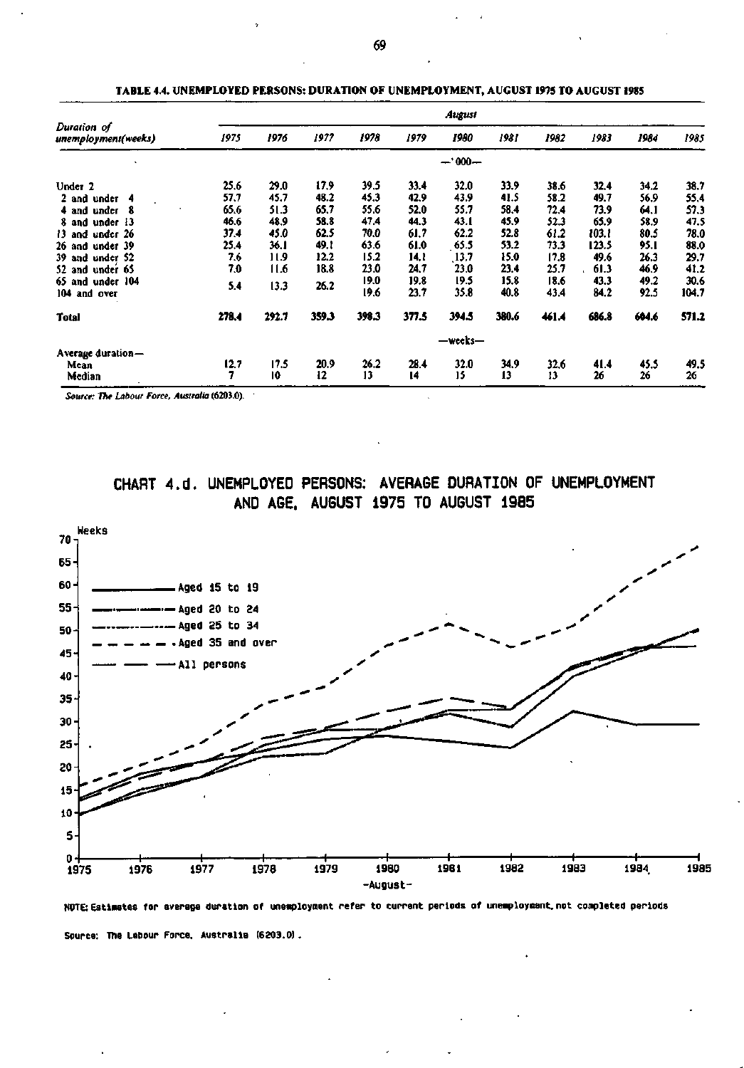**TABLE 4.4. UNEMPLOYED PERSONS: DURATION OF UNEMPLOYMENT, AUGUST 1975 TO AUGUST 1985**

| Duration of unemployment(weeks) | August | | | | | | | | | | |
|---|---|---|---|---|---|---|---|---|---|---|---|
| | 1975 | 1976 | 1977 | 1978 | 1979 | 1980 | 1981 | 1982 | 1983 | 1984 | 1985 |
| | —'000— | | | | | | | | | | |
| Under 2 | 25.6 | 29.0 | 17.9 | 39.5 | 33.4 | 32.0 | 33.9 | 38.6 | 32.4 | 34.2 | 38.7 |
| 2 and under 4 | 57.7 | 45.7 | 48.2 | 45.3 | 42.9 | 43.9 | 41.5 | 58.2 | 49.7 | 56.9 | 55.4 |
| 4 and under 8 | 65.6 | 51.3 | 65.7 | 55.6 | 52.0 | 55.7 | 58.4 | 72.4 | 73.9 | 64.1 | 57.3 |
| 8 and under 13 | 46.6 | 48.9 | 58.8 | 47.4 | 44.3 | 43.1 | 45.9 | 52.3 | 65.9 | 58.9 | 47.5 |
| 13 and under 26 | 37.4 | 45.0 | 62.5 | 70.0 | 61.7 | 62.2 | 52.8 | 61.2 | 103.1 | 80.5 | 78.0 |
| 26 and under 39 | 25.4 | 36.1 | 49.1 | 63.6 | 61.0 | 65.5 | 53.2 | 73.3 | 123.5 | 95.1 | 88.0 |
| 39 and under 52 | 7.6 | 11.9 | 12.2 | 15.2 | 14.1 | 13.7 | 15.0 | 17.8 | 49.6 | 26.3 | 29.7 |
| 52 and under 65 | 7.0 | 11.6 | 18.8 | 23.0 | 24.7 | 23.0 | 23.4 | 25.7 | 61.3 | 46.9 | 41.2 |
| 65 and under 104 | 5.4 | 13.3 | 26.2 | 19.0 | 19.8 | 19.5 | 15.8 | 18.6 | 43.3 | 49.2 | 30.6 |
| 104 and over | | | | 19.6 | 23.7 | 35.8 | 40.8 | 43.4 | 84.2 | 92.5 | 104.7 |
| **Total** | **278.4** | **292.7** | **359.3** | **398.3** | **377.5** | **394.5** | **380.6** | **461.4** | **686.8** | **604.6** | **571.2** |
| | —weeks— | | | | | | | | | | |
| Average duration— | | | | | | | | | | | |
| Mean | 12.7 | 17.5 | 20.9 | 26.2 | 28.4 | 32.0 | 34.9 | 32.6 | 41.4 | 45.5 | 49.5 |
| Median | 7 | 10 | 12 | 13 | 14 | 15 | 13 | 13 | 26 | 26 | 26 |

*Source: The Labour Force, Australia* (6203.0).

**CHART 4.d. UNEMPLOYED PERSONS: AVERAGE DURATION OF UNEMPLOYMENT AND AGE, AUGUST 1975 TO AUGUST 1985**

NOTE: Estimates for average duration of unemployment refer to current periods of unemployment, not completed periods

Source: The Labour Force, Australia (6203.0).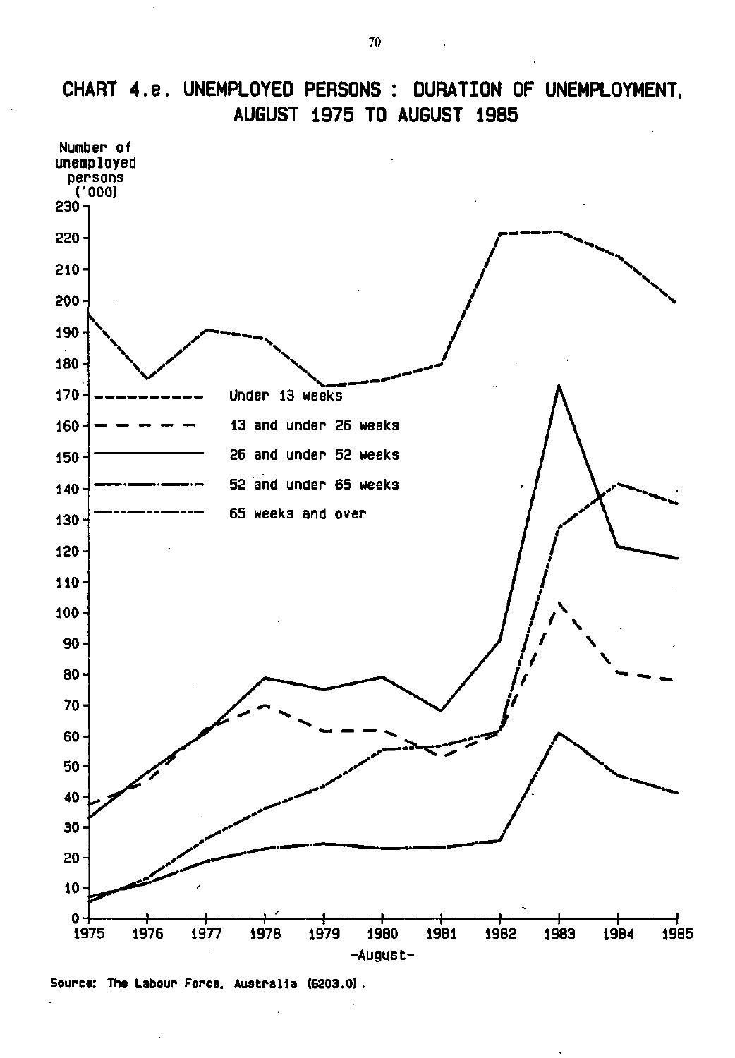# CHART 4.e. UNEMPLOYED PERSONS : DURATION OF UNEMPLOYMENT, AUGUST 1975 TO AUGUST 1985

Number of unemployed persons ('000)

Under 13 weeks

13 and under 26 weeks

26 and under 52 weeks

52 and under 65 weeks

65 weeks and over

-August-

Source: The Labour Force, Australia (6203.0).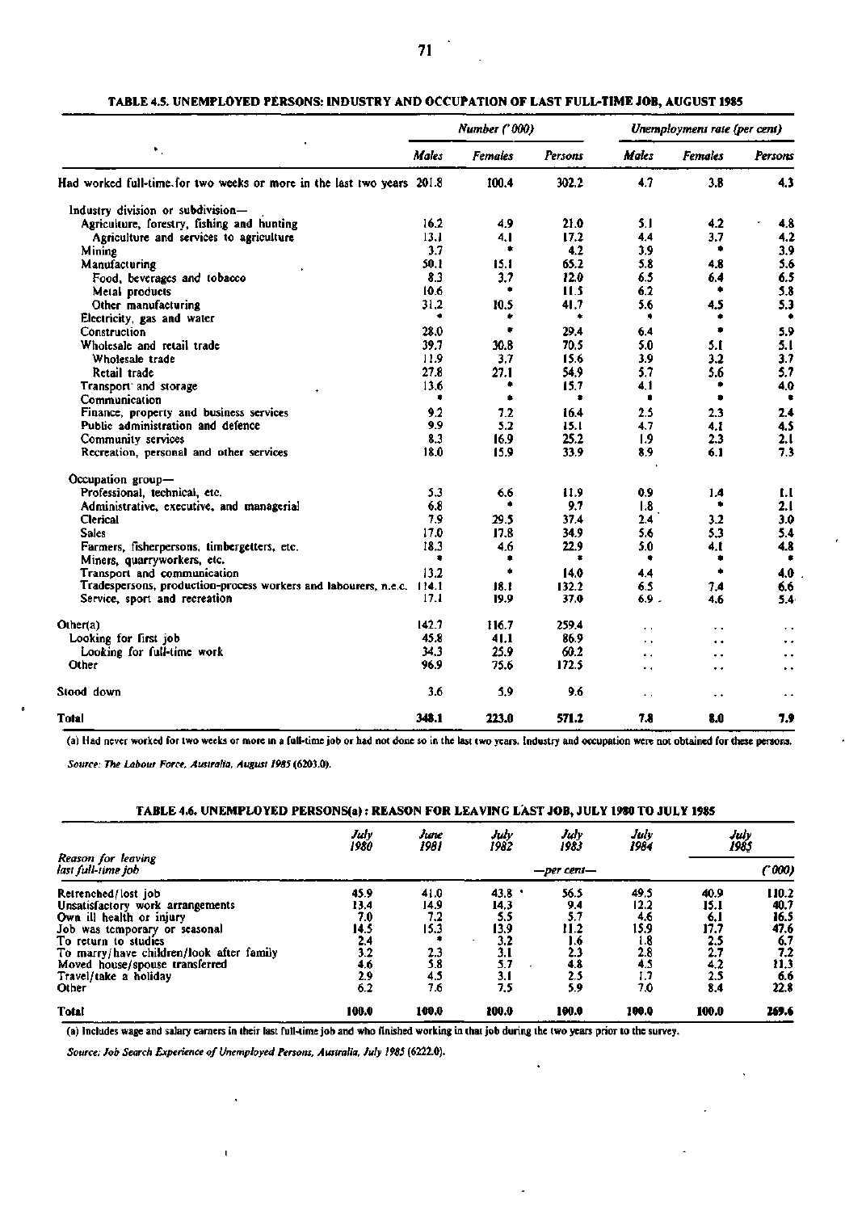**TABLE 4.5. UNEMPLOYED PERSONS: INDUSTRY AND OCCUPATION OF LAST FULL-TIME JOB, AUGUST 1985**

| | Number ('000) | | | Unemployment rate (per cent) | | |
|---|---|---|---|---|---|---|
| | Males | Females | Persons | Males | Females | Persons |
| Had worked full-time for two weeks or more in the last two years | 201.8 | 100.4 | 302.2 | 4.7 | 3.8 | 4.3 |
| Industry division or subdivision— | | | | | | |
| Agriculture, forestry, fishing and hunting | 16.2 | 4.9 | 21.0 | 5.1 | 4.2 | 4.8 |
| Agriculture and services to agriculture | 13.1 | 4.1 | 17.2 | 4.4 | 3.7 | 4.2 |
| Mining | 3.7 | * | 4.2 | 3.9 | * | 3.9 |
| Manufacturing | 50.1 | 15.1 | 65.2 | 5.8 | 4.8 | 5.6 |
| Food, beverages and tobacco | 8.3 | 3.7 | 12.0 | 6.5 | 6.4 | 6.5 |
| Metal products | 10.6 | * | 11.5 | 6.2 | * | 5.8 |
| Other manufacturing | 31.2 | 10.5 | 41.7 | 5.6 | 4.5 | 5.3 |
| Electricity, gas and water | * | * | * | * | * | * |
| Construction | 28.0 | * | 29.4 | 6.4 | * | 5.9 |
| Wholesale and retail trade | 39.7 | 30.8 | 70.5 | 5.0 | 5.1 | 5.1 |
| Wholesale trade | 11.9 | 3.7 | 15.6 | 3.9 | 3.2 | 3.7 |
| Retail trade | 27.8 | 27.1 | 54.9 | 5.7 | 5.6 | 5.7 |
| Transport and storage | 13.6 | * | 15.7 | 4.1 | * | 4.0 |
| Communication | * | * | * | * | * | * |
| Finance, property and business services | 9.2 | 7.2 | 16.4 | 2.5 | 2.3 | 2.4 |
| Public administration and defence | 9.9 | 5.2 | 15.1 | 4.7 | 4.1 | 4.5 |
| Community services | 8.3 | 16.9 | 25.2 | 1.9 | 2.3 | 2.1 |
| Recreation, personal and other services | 18.0 | 15.9 | 33.9 | 8.9 | 6.1 | 7.3 |
| Occupation group— | | | | | | |
| Professional, technical, etc. | 5.3 | 6.6 | 11.9 | 0.9 | 1.4 | 1.1 |
| Administrative, executive, and managerial | 6.8 | * | 9.7 | 1.8 | * | 2.1 |
| Clerical | 7.9 | 29.5 | 37.4 | 2.4 | 3.2 | 3.0 |
| Sales | 17.0 | 17.8 | 34.9 | 5.6 | 5.3 | 5.4 |
| Farmers, fisherpersons, timbergetters, etc. | 18.3 | 4.6 | 22.9 | 5.0 | 4.1 | 4.8 |
| Miners, quarryworkers, etc. | * | * | * | * | * | * |
| Transport and communication | 13.2 | * | 14.0 | 4.4 | * | 4.0 |
| Tradespersons, production-process workers and labourers, n.e.c. | 114.1 | 18.1 | 132.2 | 6.5 | 7.4 | 6.6 |
| Service, sport and recreation | 17.1 | 19.9 | 37.0 | 6.9 | 4.6 | 5.4 |
| Other(a) | 142.7 | 116.7 | 259.4 | . . | . . | . . |
| Looking for first job | 45.8 | 41.1 | 86.9 | . . | . . | . . |
| Looking for full-time work | 34.3 | 25.9 | 60.2 | . . | . . | . . |
| Other | 96.9 | 75.6 | 172.5 | . . | . . | . . |
| Stood down | 3.6 | 5.9 | 9.6 | . . | . . | . . |
| **Total** | **348.1** | **223.0** | **571.2** | **7.8** | **8.0** | **7.9** |

(a) Had never worked for two weeks or more in a full-time job or had not done so in the last two years. Industry and occupation were not obtained for these persons.

*Source: The Labour Force, Australia, August 1985* (6203.0).

**TABLE 4.6. UNEMPLOYED PERSONS(a): REASON FOR LEAVING LAST JOB, JULY 1980 TO JULY 1985**

| Reason for leaving last full-time job | July 1980 | June 1981 | July 1982 | July 1983 | July 1984 | July 1985 | |
|---|---|---|---|---|---|---|---|
| | —per cent— | | | | | | ('000) |
| Retrenched/lost job | 45.9 | 41.0 | 43.8 | 56.5 | 49.5 | 40.9 | 110.2 |
| Unsatisfactory work arrangements | 13.4 | 14.9 | 14.3 | 9.4 | 12.2 | 15.1 | 40.7 |
| Own ill health or injury | 7.0 | 7.2 | 5.5 | 5.7 | 4.6 | 6.1 | 16.5 |
| Job was temporary or seasonal | 14.5 | 15.3 | 13.9 | 11.2 | 15.9 | 17.7 | 47.6 |
| To return to studies | 2.4 | * | 3.2 | 1.6 | 1.8 | 2.5 | 6.7 |
| To marry/have children/look after family | 3.2 | 2.3 | 3.1 | 2.3 | 2.8 | 2.7 | 7.2 |
| Moved house/spouse transferred | 4.6 | 5.8 | 5.7 | 4.8 | 4.5 | 4.2 | 11.3 |
| Travel/take a holiday | 2.9 | 4.5 | 3.1 | 2.5 | 1.7 | 2.5 | 6.6 |
| Other | 6.2 | 7.6 | 7.5 | 5.9 | 7.0 | 8.4 | 22.8 |
| **Total** | **100.0** | **100.0** | **100.0** | **100.0** | **100.0** | **100.0** | **269.6** |

(a) Includes wage and salary earners in their last full-time job and who finished working in that job during the two years prior to the survey.

*Source: Job Search Experience of Unemployed Persons, Australia, July 1985* (6222.0).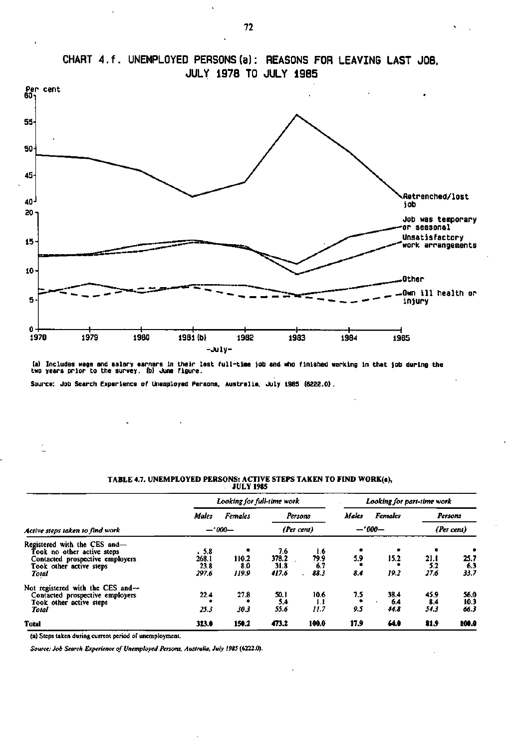## CHART 4.f. UNEMPLOYED PERSONS (a): REASONS FOR LEAVING LAST JOB, JULY 1978 TO JULY 1985

(a) Includes wage and salary earners in their last full-time job and who finished working in that job during the two years prior to the survey. (b) June figure.

Source: Job Search Experience of Unemployed Persons, Australia, July 1985 (6222.0).

### TABLE 4.7. UNEMPLOYED PERSONS: ACTIVE STEPS TAKEN TO FIND WORK(a), JULY 1985

| Active steps taken to find work | Looking for full-time work | | | | Looking for part-time work | | | |
|---|---|---|---|---|---|---|---|---|
| | *Males* | *Females* | *Persons* | | *Males* | *Females* | *Persons* | |
| | *—'000—* | | *(Per cent)* | | *—'000—* | | *(Per cent)* | |
| Registered with the CES and— | | | | | | | | |
| Took no other active steps | 5.8 | * | 7.6 | 1.6 | * | * | * | * |
| Contacted prospective employers | 268.1 | 110.2 | 378.2 | 79.9 | 5.9 | 15.2 | 21.1 | 25.7 |
| Took other active steps | 23.8 | 8.0 | 31.8 | 6.7 | * | * | 5.2 | 6.3 |
| *Total* | *297.6* | *119.9* | *417.6* | *88.3* | *8.4* | *19.2* | *27.6* | *33.7* |
| Not registered with the CES and— | | | | | | | | |
| Contacted prospective employers | 22.4 | 27.8 | 50.1 | 10.6 | 7.5 | 38.4 | 45.9 | 56.0 |
| Took other active steps | * | * | 5.4 | 1.1 | * | 6.4 | 8.4 | 10.3 |
| *Total* | *25.3* | *30.3* | *55.6* | *11.7* | *9.5* | *44.8* | *54.3* | *66.3* |
| **Total** | **323.0** | **150.2** | **473.2** | **100.0** | **17.9** | **64.0** | **81.9** | **100.0** |

(a) Steps taken during current period of unemployment.

*Source: Job Search Experience of Unemployed Persons, Australia, July 1985 (6222.0).*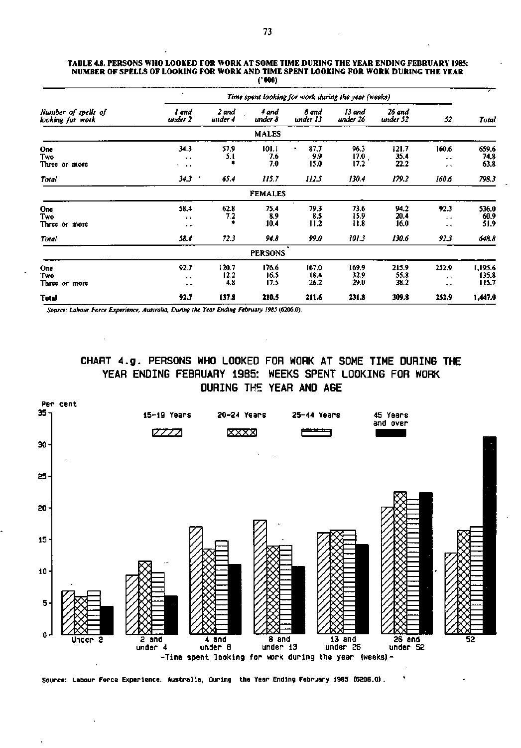**TABLE 4.8. PERSONS WHO LOOKED FOR WORK AT SOME TIME DURING THE YEAR ENDING FEBRUARY 1985: NUMBER OF SPELLS OF LOOKING FOR WORK AND TIME SPENT LOOKING FOR WORK DURING THE YEAR**
**('000)**

| Number of spells of looking for work | Time spent looking for work during the year (weeks) | | | | | | | |
|---|---|---|---|---|---|---|---|---|
| | 1 and under 2 | 2 and under 4 | 4 and under 8 | 8 and under 13 | 13 and under 26 | 26 and under 52 | 52 | Total |
| **MALES** | | | | | | | | |
| One | 34.3 | 57.9 | 101.1 | 87.7 | 96.3 | 121.7 | 160.6 | 659.6 |
| Two | .. | 5.1 | 7.6 | 9.9 | 17.0 | 35.4 | .. | 74.8 |
| Three or more | .. | * | 7.0 | 15.0 | 17.2 | 22.2 | .. | 63.8 |
| *Total* | *34.3* | *65.4* | *115.7* | *112.5* | *130.4* | *179.2* | *160.6* | *798.3* |
| **FEMALES** | | | | | | | | |
| One | 58.4 | 62.8 | 75.4 | 79.3 | 73.6 | 94.2 | 92.3 | 536.0 |
| Two | .. | 7.2 | 8.9 | 8.5 | 15.9 | 20.4 | .. | 60.9 |
| Three or more | .. | * | 10.4 | 11.2 | 11.8 | 16.0 | .. | 51.9 |
| *Total* | *58.4* | *72.3* | *94.8* | *99.0* | *101.3* | *130.6* | *92.3* | *648.8* |
| **PERSONS** | | | | | | | | |
| One | 92.7 | 120.7 | 176.6 | 167.0 | 169.9 | 215.9 | 252.9 | 1,195.6 |
| Two | .. | 12.2 | 16.5 | 18.4 | 32.9 | 55.8 | .. | 135.8 |
| Three or more | .. | 4.8 | 17.5 | 26.2 | 29.0 | 38.2 | .. | 115.7 |
| **Total** | **92.7** | **137.8** | **210.5** | **211.6** | **231.8** | **309.8** | **252.9** | **1,447.0** |

*Source: Labour Force Experience, Australia, During the Year Ending February 1985 (6206.0).*

**CHART 4.g. PERSONS WHO LOOKED FOR WORK AT SOME TIME DURING THE YEAR ENDING FEBRUARY 1985: WEEKS SPENT LOOKING FOR WORK DURING THE YEAR AND AGE**

Source: Labour Force Experience, Australia, During the Year Ending February 1985 (6206.0).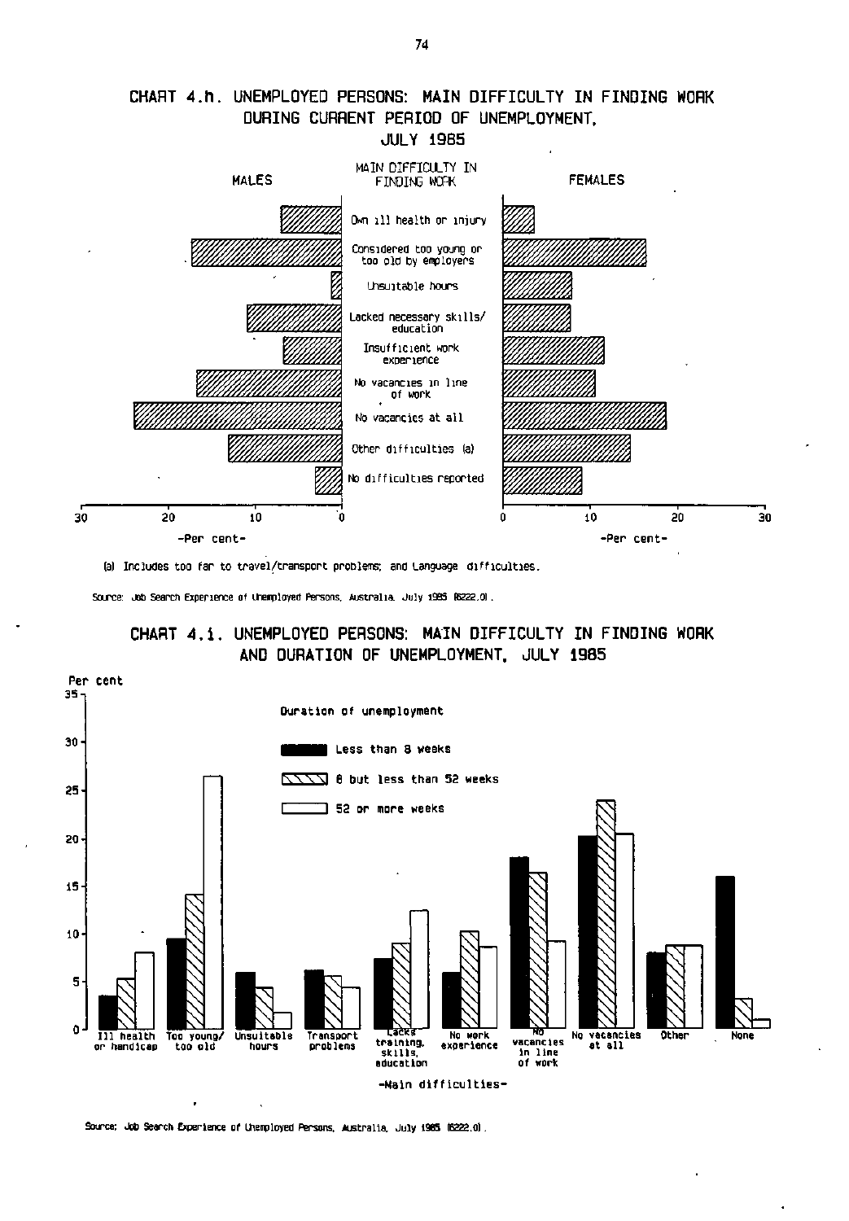## CHART 4.h. UNEMPLOYED PERSONS: MAIN DIFFICULTY IN FINDING WORK DURING CURRENT PERIOD OF UNEMPLOYMENT, JULY 1985

MALES — MAIN DIFFICULTY IN FINDING WORK — FEMALES

- Own ill health or injury
- Considered too young or too old by employers
- Unsuitable hours
- Lacked necessary skills/education
- Insufficient work experience
- No vacancies in line of work
- No vacancies at all
- Other difficulties (a)
- No difficulties reported

-Per cent- 30 20 10 0 | 0 10 20 30 -Per cent-

(a) Includes too far to travel/transport problems; and language difficulties.

Source: Job Search Experience of Unemployed Persons, Australia, July 1985 (6222.0).

## CHART 4.i. UNEMPLOYED PERSONS: MAIN DIFFICULTY IN FINDING WORK AND DURATION OF UNEMPLOYMENT, JULY 1985

Per cent

Duration of unemployment

- Less than 8 weeks
- 8 but less than 52 weeks
- 52 or more weeks

Ill health or handicap | Too young/too old | Unsuitable hours | Transport problems | Lacks training, skills, education | No work experience | No vacancies in line of work | No vacancies at all | Other | None

-Main difficulties-

Source: Job Search Experience of Unemployed Persons, Australia, July 1985 (6222.0).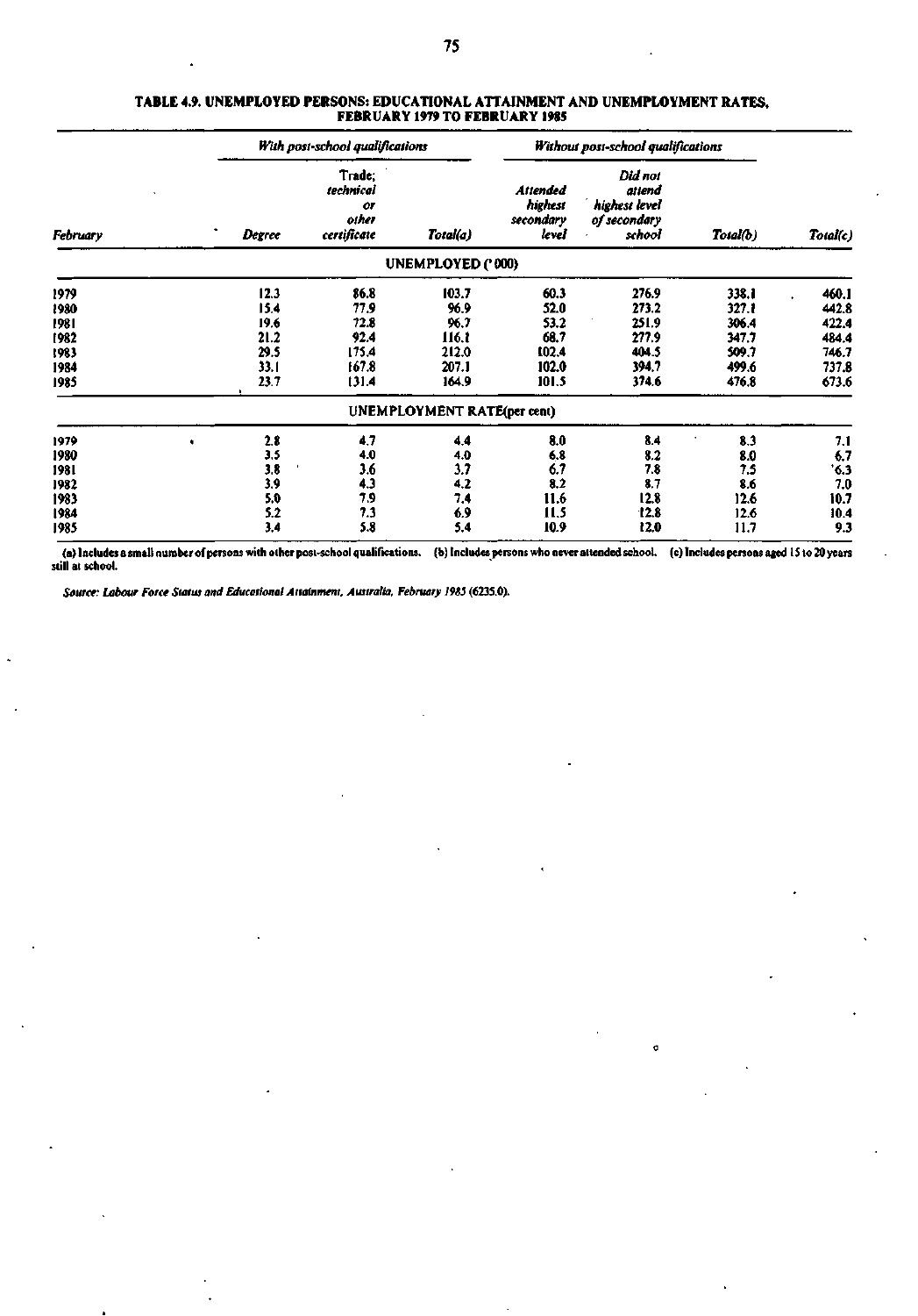**TABLE 4.9. UNEMPLOYED PERSONS: EDUCATIONAL ATTAINMENT AND UNEMPLOYMENT RATES, FEBRUARY 1979 TO FEBRUARY 1985**

| February | *With post-school qualifications* | | | *Without post-school qualifications* | | | |
|---|---|---|---|---|---|---|---|
| | *Degree* | *Trade; technical or other certificate* | *Total(a)* | *Attended highest secondary level* | *Did not attend highest level of secondary school* | *Total(b)* | *Total(c)* |
| | | | **UNEMPLOYED ('000)** | | | | |
| 1979 | 12.3 | 86.8 | 103.7 | 60.3 | 276.9 | 338.1 | 460.1 |
| 1980 | 15.4 | 77.9 | 96.9 | 52.0 | 273.2 | 327.1 | 442.8 |
| 1981 | 19.6 | 72.8 | 96.7 | 53.2 | 251.9 | 306.4 | 422.4 |
| 1982 | 21.2 | 92.4 | 116.1 | 68.7 | 277.9 | 347.7 | 484.4 |
| 1983 | 29.5 | 175.4 | 212.0 | 102.4 | 404.5 | 509.7 | 746.7 |
| 1984 | 33.1 | 167.8 | 207.1 | 102.0 | 394.7 | 499.6 | 737.8 |
| 1985 | 23.7 | 131.4 | 164.9 | 101.5 | 374.6 | 476.8 | 673.6 |
| | | | **UNEMPLOYMENT RATE(per cent)** | | | | |
| 1979 | 2.8 | 4.7 | 4.4 | 8.0 | 8.4 | 8.3 | 7.1 |
| 1980 | 3.5 | 4.0 | 4.0 | 6.8 | 8.2 | 8.0 | 6.7 |
| 1981 | 3.8 | 3.6 | 3.7 | 6.7 | 7.8 | 7.5 | 6.3 |
| 1982 | 3.9 | 4.3 | 4.2 | 8.2 | 8.7 | 8.6 | 7.0 |
| 1983 | 5.0 | 7.9 | 7.4 | 11.6 | 12.8 | 12.6 | 10.7 |
| 1984 | 5.2 | 7.3 | 6.9 | 11.5 | 12.8 | 12.6 | 10.4 |
| 1985 | 3.4 | 5.8 | 5.4 | 10.9 | 12.0 | 11.7 | 9.3 |

(a) Includes a small number of persons with other post-school qualifications. (b) Includes persons who never attended school. (c) Includes persons aged 15 to 20 years still at school.

*Source: Labour Force Status and Educational Attainment, Australia, February 1985* (6235.0).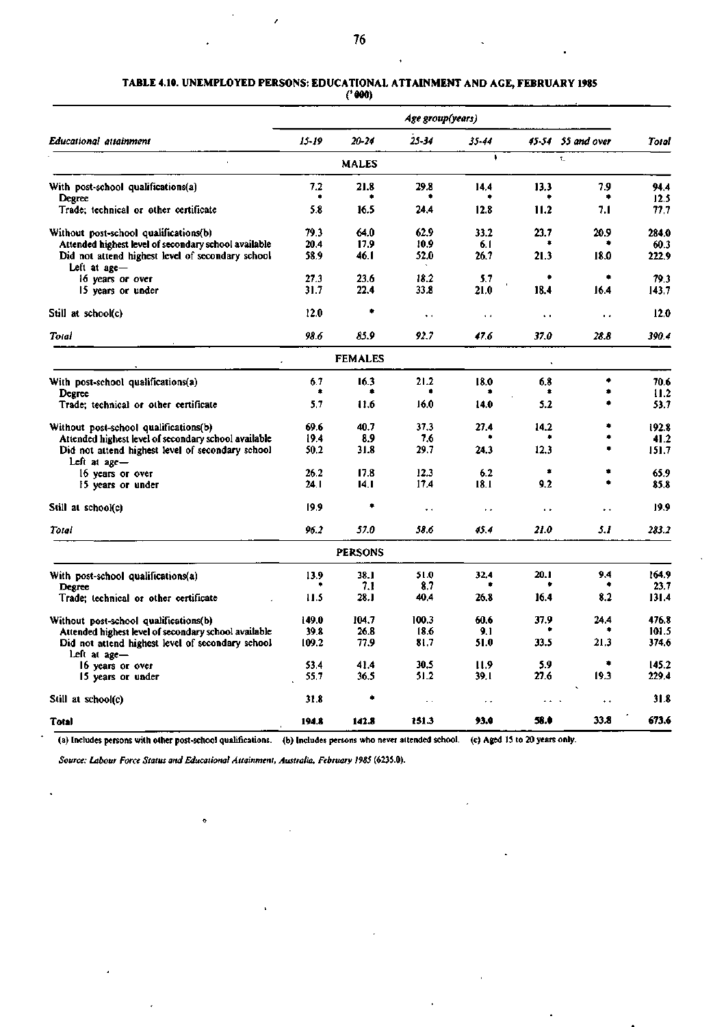**TABLE 4.10. UNEMPLOYED PERSONS: EDUCATIONAL ATTAINMENT AND AGE, FEBRUARY 1985**
**('000)**

| Educational attainment | 15-19 | 20-24 | 25-34 | 35-44 | 45-54 | 55 and over | Total |
|---|---|---|---|---|---|---|---|
| | | | | **MALES** | | | |
| With post-school qualifications(a) | 7.2 | 21.8 | 29.8 | 14.4 | 13.3 | 7.9 | 94.4 |
| Degree | * | * | * | * | * | * | 12.5 |
| Trade; technical or other certificate | 5.8 | 16.5 | 24.4 | 12.8 | 11.2 | 7.1 | 77.7 |
| Without post-school qualifications(b) | 79.3 | 64.0 | 62.9 | 33.2 | 23.7 | 20.9 | 284.0 |
| Attended highest level of secondary school available | 20.4 | 17.9 | 10.9 | 6.1 | * | * | 60.3 |
| Did not attend highest level of secondary school | 58.9 | 46.1 | 52.0 | 26.7 | 21.3 | 18.0 | 222.9 |
| Left at age— | | | | | | | |
| 16 years or over | 27.3 | 23.6 | 18.2 | 5.7 | * | * | 79.3 |
| 15 years or under | 31.7 | 22.4 | 33.8 | 21.0 | 18.4 | 16.4 | 143.7 |
| Still at school(c) | 12.0 | * | .. | .. | .. | .. | 12.0 |
| *Total* | *98.6* | *85.9* | *92.7* | *47.6* | *37.0* | *28.8* | *390.4* |
| | | | | **FEMALES** | | | |
| With post-school qualifications(a) | 6.7 | 16.3 | 21.2 | 18.0 | 6.8 | * | 70.6 |
| Degree | * | * | * | * | * | * | 11.2 |
| Trade; technical or other certificate | 5.7 | 11.6 | 16.0 | 14.0 | 5.2 | * | 53.7 |
| Without post-school qualifications(b) | 69.6 | 40.7 | 37.3 | 27.4 | 14.2 | * | 192.8 |
| Attended highest level of secondary school available | 19.4 | 8.9 | 7.6 | * | * | * | 41.2 |
| Did not attend highest level of secondary school | 50.2 | 31.8 | 29.7 | 24.3 | 12.3 | * | 151.7 |
| Left at age— | | | | | | | |
| 16 years or over | 26.2 | 17.8 | 12.3 | 6.2 | * | * | 65.9 |
| 15 years or under | 24.1 | 14.1 | 17.4 | 18.1 | 9.2 | * | 85.8 |
| Still at school(c) | 19.9 | * | .. | .. | .. | .. | 19.9 |
| *Total* | *96.2* | *57.0* | *58.6* | *45.4* | *21.0* | *5.1* | *283.2* |
| | | | | **PERSONS** | | | |
| With post-school qualifications(a) | 13.9 | 38.1 | 51.0 | 32.4 | 20.1 | 9.4 | 164.9 |
| Degree | * | 7.1 | 8.7 | * | * | * | 23.7 |
| Trade; technical or other certificate | 11.5 | 28.1 | 40.4 | 26.8 | 16.4 | 8.2 | 131.4 |
| Without post-school qualifications(b) | 149.0 | 104.7 | 100.3 | 60.6 | 37.9 | 24.4 | 476.8 |
| Attended highest level of secondary school available | 39.8 | 26.8 | 18.6 | 9.1 | * | * | 101.5 |
| Did not attend highest level of secondary school | 109.2 | 77.9 | 81.7 | 51.0 | 33.5 | 21.3 | 374.6 |
| Left at age— | | | | | | | |
| 16 years or over | 53.4 | 41.4 | 30.5 | 11.9 | 5.9 | * | 145.2 |
| 15 years or under | 55.7 | 36.5 | 51.2 | 39.1 | 27.6 | 19.3 | 229.4 |
| Still at school(c) | 31.8 | * | .. | .. | .. | .. | 31.8 |
| **Total** | **194.8** | **142.8** | **151.3** | **93.0** | **58.0** | **33.8** | **673.6** |

(a) Includes persons with other post-school qualifications. (b) Includes persons who never attended school. (c) Aged 15 to 20 years only.

*Source: Labour Force Status and Educational Attainment, Australia, February 1985* (6235.0).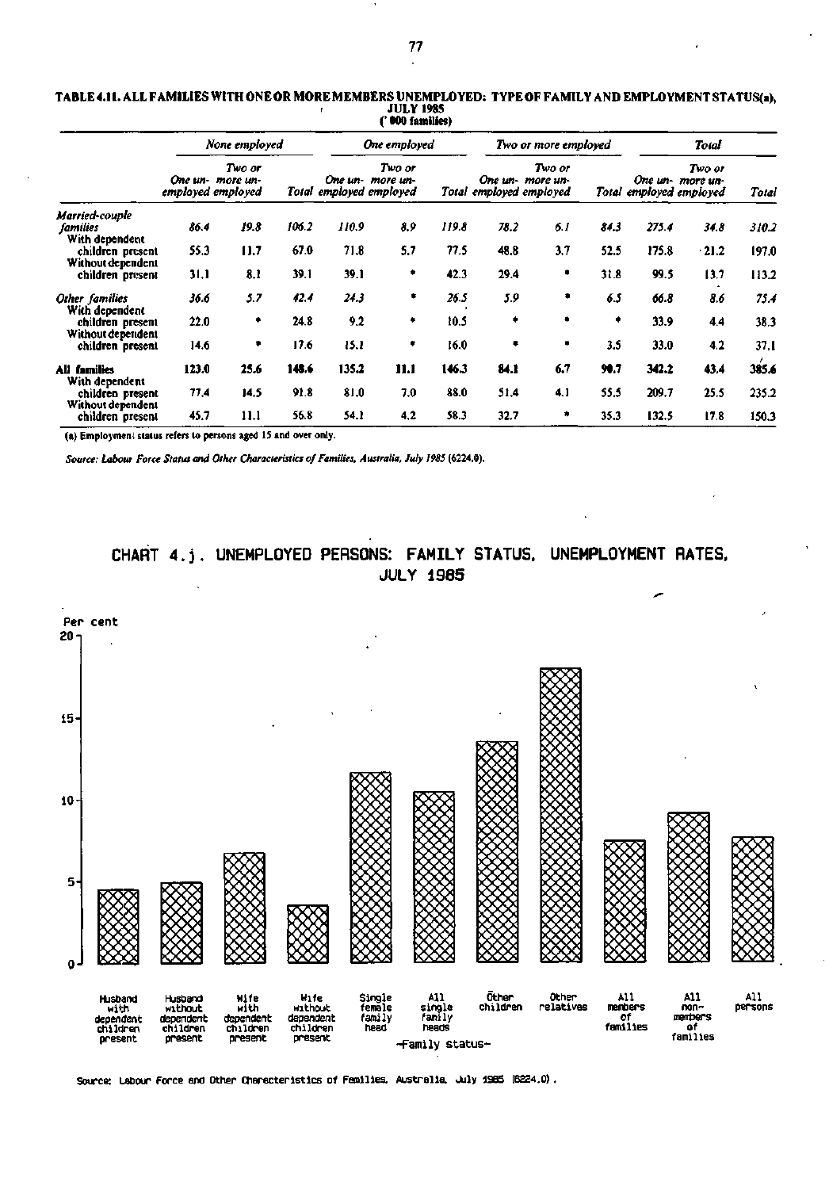**TABLE 4.11. ALL FAMILIES WITH ONE OR MORE MEMBERS UNEMPLOYED: TYPE OF FAMILY AND EMPLOYMENT STATUS(a), JULY 1985**
**('000 families)**

| | *None employed* | | | *One employed* | | | *Two or more employed* | | | *Total* | | |
|---|---|---|---|---|---|---|---|---|---|---|---|---|
| | *One unemployed* | *Two or more unemployed* | *Total* | *One unemployed* | *Two or more unemployed* | *Total* | *One unemployed* | *Two or more unemployed* | *Total* | *One unemployed* | *Two or more unemployed* | *Total* |
| *Married-couple families* | *86.4* | *19.8* | *106.2* | *110.9* | *8.9* | *119.8* | *78.2* | *6.1* | *84.3* | *275.4* | *34.8* | *310.2* |
| With dependent children present | 55.3 | 11.7 | 67.0 | 71.8 | 5.7 | 77.5 | 48.8 | 3.7 | 52.5 | 175.8 | 21.2 | 197.0 |
| Without dependent children present | 31.1 | 8.1 | 39.1 | 39.1 | * | 42.3 | 29.4 | * | 31.8 | 99.5 | 13.7 | 113.2 |
| *Other families* | *36.6* | *5.7* | *42.4* | *24.3* | * | *26.5* | *5.9* | * | *6.5* | *66.8* | *8.6* | *75.4* |
| With dependent children present | 22.0 | * | 24.8 | 9.2 | * | 10.5 | * | * | * | 33.9 | 4.4 | 38.3 |
| Without dependent children present | 14.6 | * | 17.6 | 15.1 | * | 16.0 | * | * | 3.5 | 33.0 | 4.2 | 37.1 |
| **All families** | **123.0** | **25.6** | **148.6** | **135.2** | **11.1** | **146.3** | **84.1** | **6.7** | **90.7** | **342.2** | **43.4** | **385.6** |
| With dependent children present | 77.4 | 14.5 | 91.8 | 81.0 | 7.0 | 88.0 | 51.4 | 4.1 | 55.5 | 209.7 | 25.5 | 235.2 |
| Without dependent children present | 45.7 | 11.1 | 56.8 | 54.1 | 4.2 | 58.3 | 32.7 | * | 35.3 | 132.5 | 17.8 | 150.3 |

(a) Employment status refers to persons aged 15 and over only.

*Source: Labour Force Status and Other Characteristics of Families, Australia, July 1985* (6224.0).

## CHART 4.j. UNEMPLOYED PERSONS: FAMILY STATUS, UNEMPLOYMENT RATES, JULY 1985

Per cent

Husband with dependent children present; Husband without dependent children present; Wife with dependent children present; Wife without dependent children present; Single female family head; All single family heads; Other children; Other relatives; All members of families; All non-members of families; All persons

—Family status—

Source: Labour Force and Other Characteristics of Families, Australia, July 1985 (6224.0).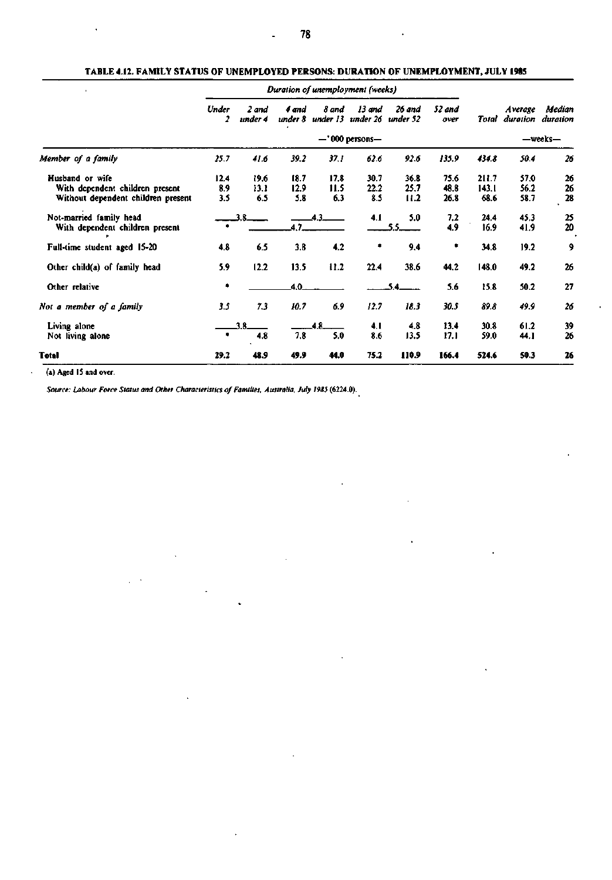**TABLE 4.12. FAMILY STATUS OF UNEMPLOYED PERSONS: DURATION OF UNEMPLOYMENT, JULY 1985**

| | Duration of unemployment (weeks) | | | | | | | | | |
|---|---|---|---|---|---|---|---|---|---|---|
| | Under 2 | 2 and under 4 | 4 and under 8 | 8 and under 13 | 13 and under 26 | 26 and under 52 | 52 and over | Total | Average duration | Median duration |
| | —'000 persons— | | | | | | | | —weeks— | |
| *Member of a family* | *25.7* | *41.6* | *39.2* | *37.1* | *62.6* | *92.6* | *135.9* | *434.8* | *50.4* | *26* |
| Husband or wife | 12.4 | 19.6 | 18.7 | 17.8 | 30.7 | 36.8 | 75.6 | 211.7 | 57.0 | 26 |
| With dependent children present | 8.9 | 13.1 | 12.9 | 11.5 | 22.2 | 25.7 | 48.8 | 143.1 | 56.2 | 26 |
| Without dependent children present | 3.5 | 6.5 | 5.8 | 6.3 | 8.5 | 11.2 | 26.8 | 68.6 | 58.7 | 28 |
| Not-married family head | 3.8 | | 4.3 | | 4.1 | 5.0 | 7.2 | 24.4 | 45.3 | 25 |
| With dependent children present | * | 4.7 | | | 5.5 | | 4.9 | 16.9 | 41.9 | 20 |
| Full-time student aged 15-20 | 4.8 | 6.5 | 3.8 | 4.2 | * | 9.4 | * | 34.8 | 19.2 | 9 |
| Other child(a) of family head | 5.9 | 12.2 | 13.5 | 11.2 | 22.4 | 38.6 | 44.2 | 148.0 | 49.2 | 26 |
| Other relative | * | 4.0 | | | 5.4 | | 5.6 | 15.8 | 50.2 | 27 |
| *Not a member of a family* | *3.5* | *7.3* | *10.7* | *6.9* | *12.7* | *18.3* | *30.5* | *89.8* | *49.9* | *26* |
| Living alone | 3.8 | | 4.8 | | 4.1 | 4.8 | 13.4 | 30.8 | 61.2 | 39 |
| Not living alone | * | 4.8 | 7.8 | 5.0 | 8.6 | 13.5 | 17.1 | 59.0 | 44.1 | 26 |
| **Total** | **29.2** | **48.9** | **49.9** | **44.0** | **75.2** | **110.9** | **166.4** | **524.6** | **50.3** | **26** |

(a) Aged 15 and over.

*Source: Labour Force Status and Other Characteristics of Families, Australia, July 1985 (6224.0).*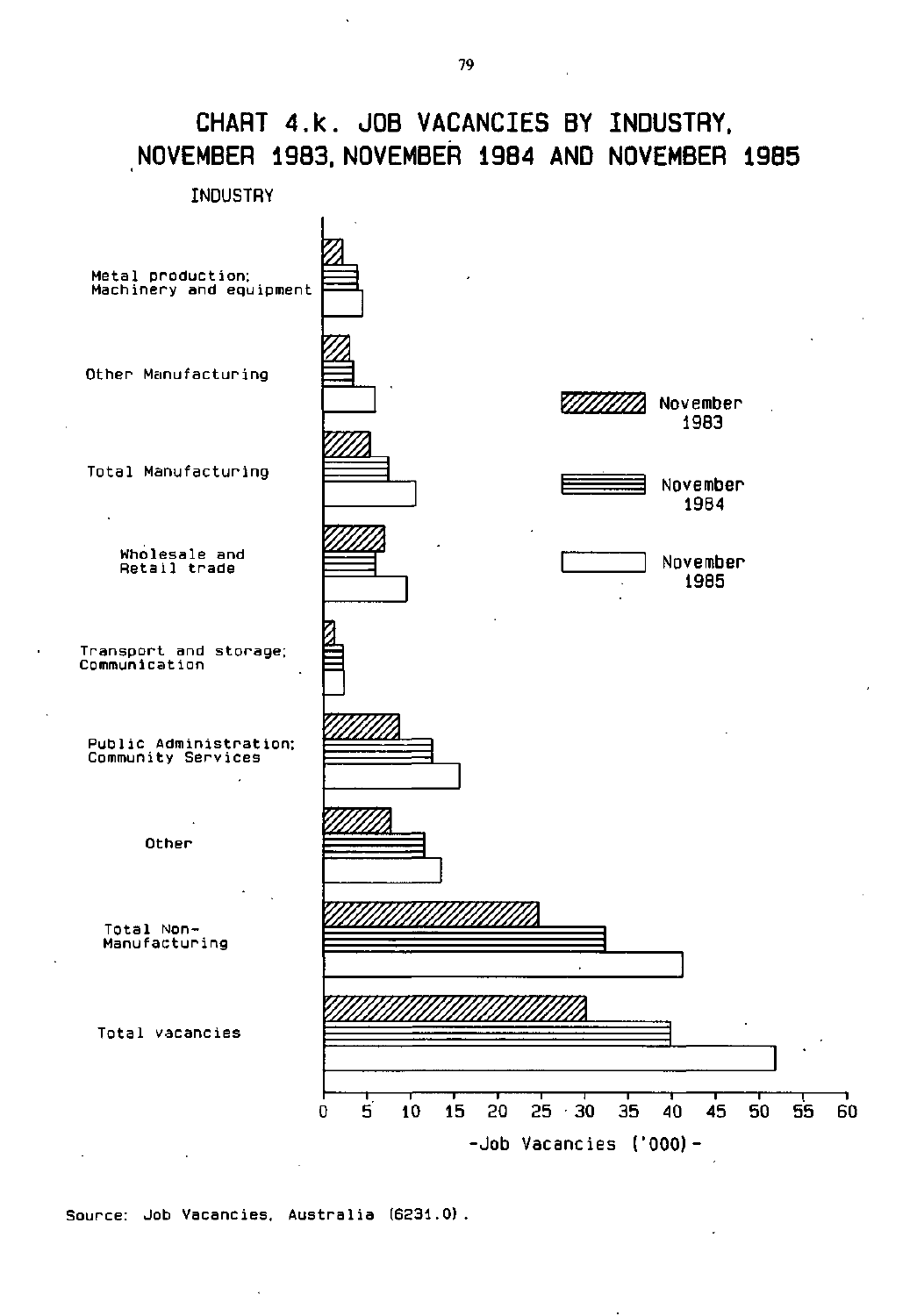# CHART 4.k. JOB VACANCIES BY INDUSTRY, NOVEMBER 1983, NOVEMBER 1984 AND NOVEMBER 1985

INDUSTRY

Metal production; Machinery and equipment

Other Manufacturing

Total Manufacturing

Wholesale and Retail trade

Transport and storage; Communication

Public Administration; Community Services

Other

Total Non-Manufacturing

Total vacancies

November 1983

November 1984

November 1985

0 5 10 15 20 25 30 35 40 45 50 55 60

-Job Vacancies ('000)-

Source: Job Vacancies, Australia (6231.0).